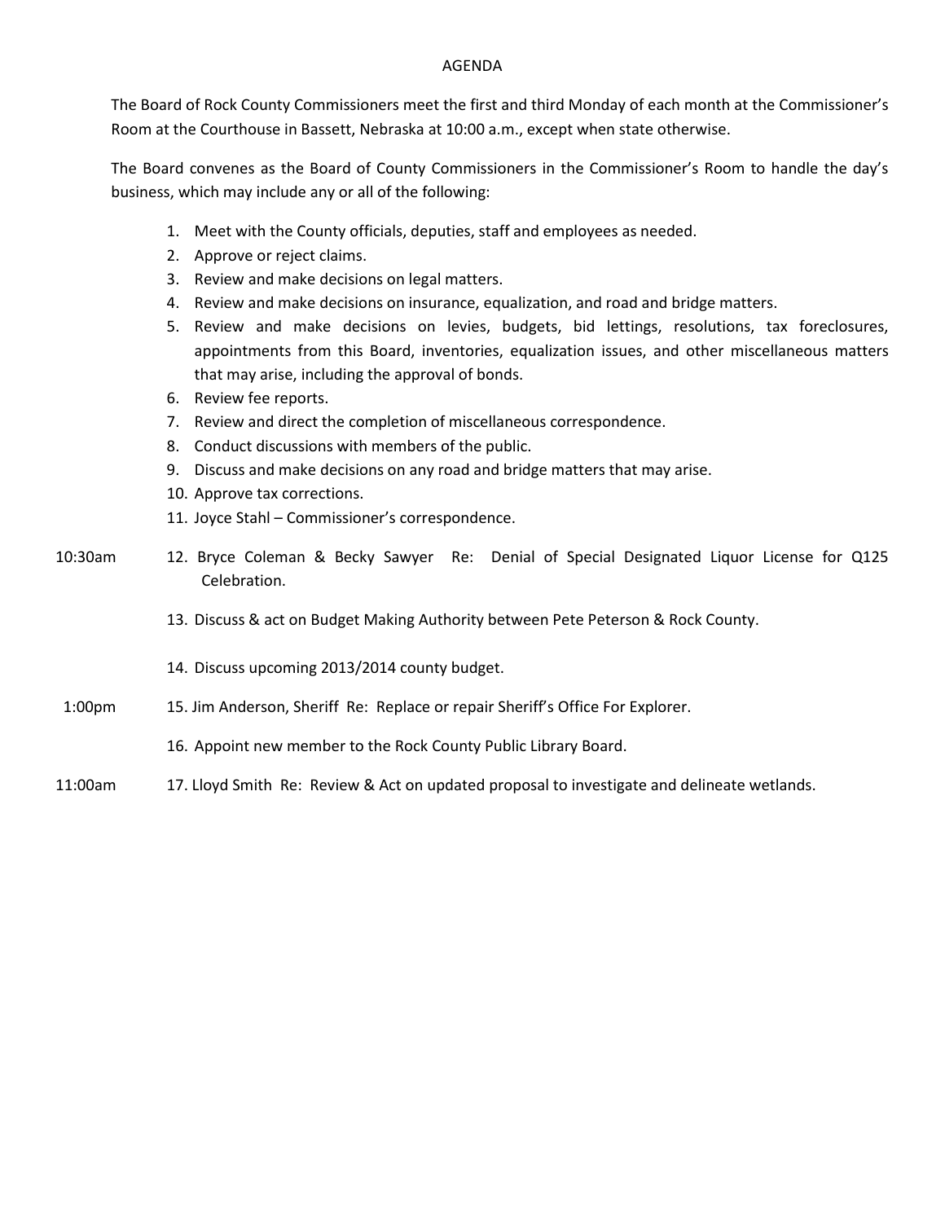# AGENDA

The Board of Rock County Commissioners meet the first and third Monday of each month at the Commissioner's Room at the Courthouse in Bassett, Nebraska at 10:00 a.m., except when state otherwise.

The Board convenes as the Board of County Commissioners in the Commissioner's Room to handle the day's business, which may include any or all of the following:

1. Meet with the County officials, deputies, staff and employees as needed.
2. Approve or reject claims.
3. Review and make decisions on legal matters.
4. Review and make decisions on insurance, equalization, and road and bridge matters.
5. Review and make decisions on levies, budgets, bid lettings, resolutions, tax foreclosures, appointments from this Board, inventories, equalization issues, and other miscellaneous matters that may arise, including the approval of bonds.
6. Review fee reports.
7. Review and direct the completion of miscellaneous correspondence.
8. Conduct discussions with members of the public.
9. Discuss and make decisions on any road and bridge matters that may arise.
10. Approve tax corrections.
11. Joyce Stahl – Commissioner's correspondence.

10:30am 12. Bryce Coleman & Becky Sawyer Re: Denial of Special Designated Liquor License for Q125 Celebration.

13. Discuss & act on Budget Making Authority between Pete Peterson & Rock County.

14. Discuss upcoming 2013/2014 county budget.

1:00pm 15. Jim Anderson, Sheriff Re: Replace or repair Sheriff's Office For Explorer.

16. Appoint new member to the Rock County Public Library Board.

11:00am 17. Lloyd Smith Re: Review & Act on updated proposal to investigate and delineate wetlands.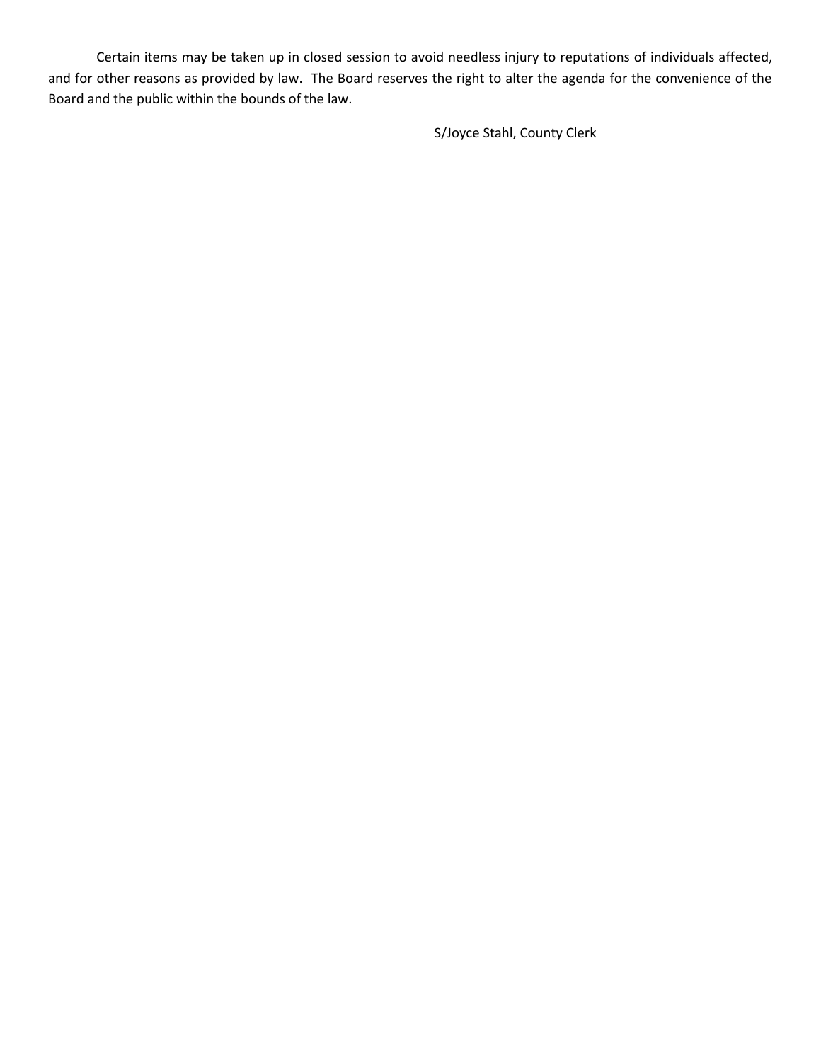Certain items may be taken up in closed session to avoid needless injury to reputations of individuals affected, and for other reasons as provided by law. The Board reserves the right to alter the agenda for the convenience of the Board and the public within the bounds of the law.

S/Joyce Stahl, County Clerk